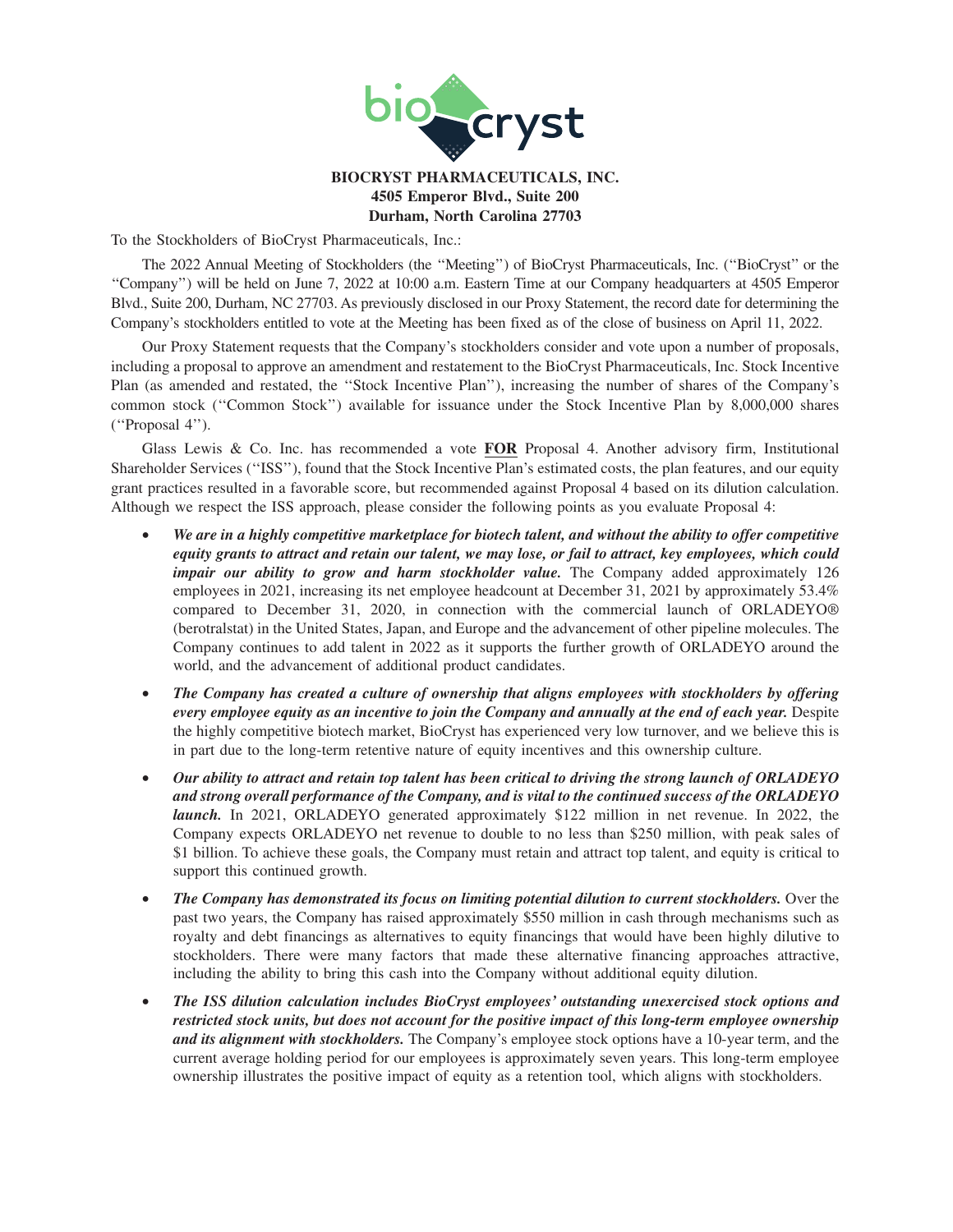**BIOCRYST PHARMACEUTICALS, INC.**
**4505 Emperor Blvd., Suite 200**
**Durham, North Carolina 27703**

To the Stockholders of BioCryst Pharmaceuticals, Inc.:

The 2022 Annual Meeting of Stockholders (the ''Meeting'') of BioCryst Pharmaceuticals, Inc. (''BioCryst'' or the ''Company'') will be held on June 7, 2022 at 10:00 a.m. Eastern Time at our Company headquarters at 4505 Emperor Blvd., Suite 200, Durham, NC 27703. As previously disclosed in our Proxy Statement, the record date for determining the Company's stockholders entitled to vote at the Meeting has been fixed as of the close of business on April 11, 2022.

Our Proxy Statement requests that the Company's stockholders consider and vote upon a number of proposals, including a proposal to approve an amendment and restatement to the BioCryst Pharmaceuticals, Inc. Stock Incentive Plan (as amended and restated, the ''Stock Incentive Plan''), increasing the number of shares of the Company's common stock (''Common Stock'') available for issuance under the Stock Incentive Plan by 8,000,000 shares (''Proposal 4'').

Glass Lewis & Co. Inc. has recommended a vote **FOR** Proposal 4. Another advisory firm, Institutional Shareholder Services (''ISS''), found that the Stock Incentive Plan's estimated costs, the plan features, and our equity grant practices resulted in a favorable score, but recommended against Proposal 4 based on its dilution calculation. Although we respect the ISS approach, please consider the following points as you evaluate Proposal 4:

- ***We are in a highly competitive marketplace for biotech talent, and without the ability to offer competitive equity grants to attract and retain our talent, we may lose, or fail to attract, key employees, which could impair our ability to grow and harm stockholder value.*** The Company added approximately 126 employees in 2021, increasing its net employee headcount at December 31, 2021 by approximately 53.4% compared to December 31, 2020, in connection with the commercial launch of ORLADEYO® (berotralstat) in the United States, Japan, and Europe and the advancement of other pipeline molecules. The Company continues to add talent in 2022 as it supports the further growth of ORLADEYO around the world, and the advancement of additional product candidates.
- ***The Company has created a culture of ownership that aligns employees with stockholders by offering every employee equity as an incentive to join the Company and annually at the end of each year.*** Despite the highly competitive biotech market, BioCryst has experienced very low turnover, and we believe this is in part due to the long-term retentive nature of equity incentives and this ownership culture.
- ***Our ability to attract and retain top talent has been critical to driving the strong launch of ORLADEYO and strong overall performance of the Company, and is vital to the continued success of the ORLADEYO launch.*** In 2021, ORLADEYO generated approximately $122 million in net revenue. In 2022, the Company expects ORLADEYO net revenue to double to no less than $250 million, with peak sales of $1 billion. To achieve these goals, the Company must retain and attract top talent, and equity is critical to support this continued growth.
- ***The Company has demonstrated its focus on limiting potential dilution to current stockholders.*** Over the past two years, the Company has raised approximately $550 million in cash through mechanisms such as royalty and debt financings as alternatives to equity financings that would have been highly dilutive to stockholders. There were many factors that made these alternative financing approaches attractive, including the ability to bring this cash into the Company without additional equity dilution.
- ***The ISS dilution calculation includes BioCryst employees' outstanding unexercised stock options and restricted stock units, but does not account for the positive impact of this long-term employee ownership and its alignment with stockholders.*** The Company's employee stock options have a 10-year term, and the current average holding period for our employees is approximately seven years. This long-term employee ownership illustrates the positive impact of equity as a retention tool, which aligns with stockholders.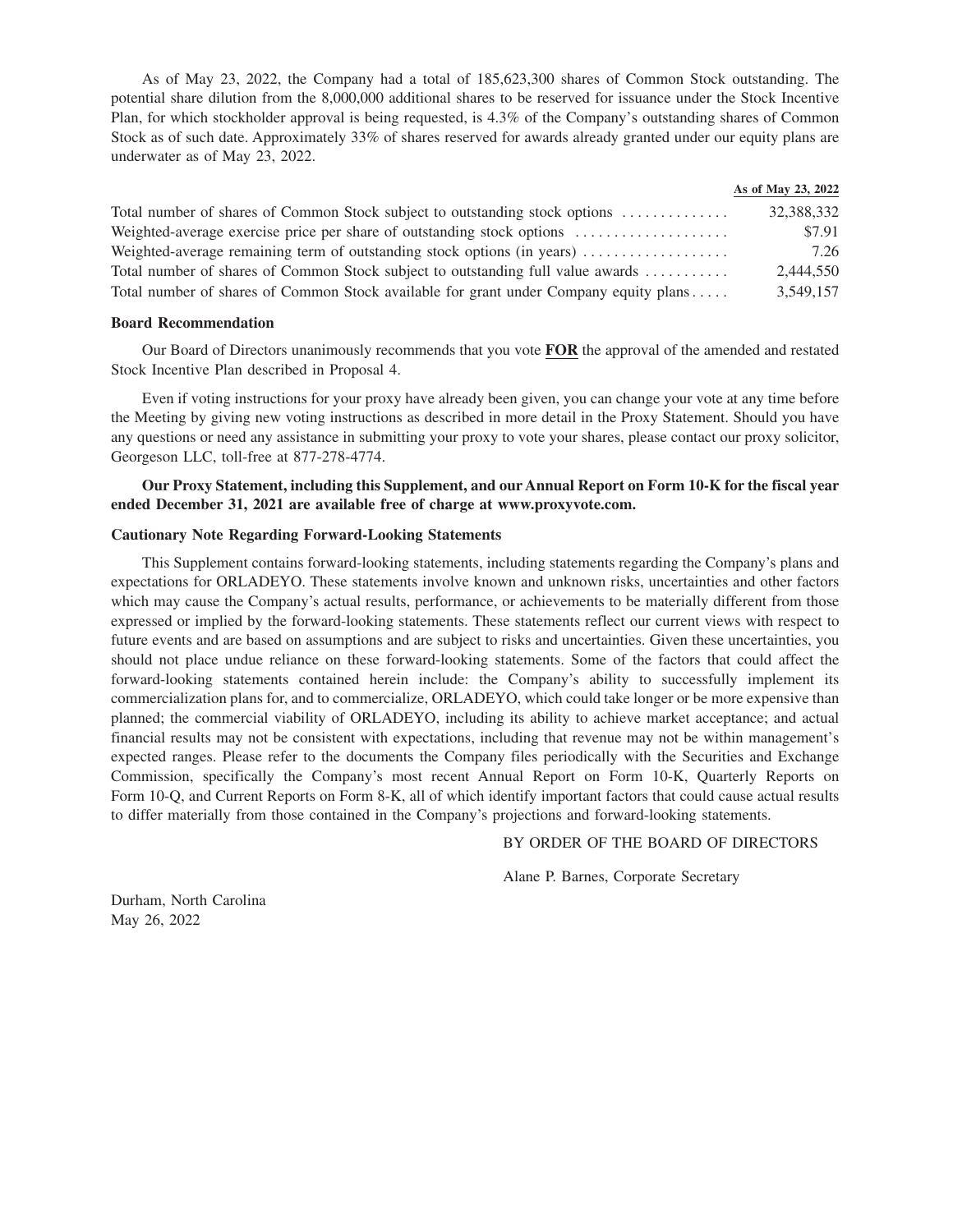As of May 23, 2022, the Company had a total of 185,623,300 shares of Common Stock outstanding. The potential share dilution from the 8,000,000 additional shares to be reserved for issuance under the Stock Incentive Plan, for which stockholder approval is being requested, is 4.3% of the Company's outstanding shares of Common Stock as of such date. Approximately 33% of shares reserved for awards already granted under our equity plans are underwater as of May 23, 2022.

| | As of May 23, 2022 |
| --- | --- |
| Total number of shares of Common Stock subject to outstanding stock options | 32,388,332 |
| Weighted-average exercise price per share of outstanding stock options | $7.91 |
| Weighted-average remaining term of outstanding stock options (in years) | 7.26 |
| Total number of shares of Common Stock subject to outstanding full value awards | 2,444,550 |
| Total number of shares of Common Stock available for grant under Company equity plans | 3,549,157 |

**Board Recommendation**

Our Board of Directors unanimously recommends that you vote **FOR** the approval of the amended and restated Stock Incentive Plan described in Proposal 4.

Even if voting instructions for your proxy have already been given, you can change your vote at any time before the Meeting by giving new voting instructions as described in more detail in the Proxy Statement. Should you have any questions or need any assistance in submitting your proxy to vote your shares, please contact our proxy solicitor, Georgeson LLC, toll-free at 877-278-4774.

**Our Proxy Statement, including this Supplement, and our Annual Report on Form 10-K for the fiscal year ended December 31, 2021 are available free of charge at www.proxyvote.com.**

**Cautionary Note Regarding Forward-Looking Statements**

This Supplement contains forward-looking statements, including statements regarding the Company's plans and expectations for ORLADEYO. These statements involve known and unknown risks, uncertainties and other factors which may cause the Company's actual results, performance, or achievements to be materially different from those expressed or implied by the forward-looking statements. These statements reflect our current views with respect to future events and are based on assumptions and are subject to risks and uncertainties. Given these uncertainties, you should not place undue reliance on these forward-looking statements. Some of the factors that could affect the forward-looking statements contained herein include: the Company's ability to successfully implement its commercialization plans for, and to commercialize, ORLADEYO, which could take longer or be more expensive than planned; the commercial viability of ORLADEYO, including its ability to achieve market acceptance; and actual financial results may not be consistent with expectations, including that revenue may not be within management's expected ranges. Please refer to the documents the Company files periodically with the Securities and Exchange Commission, specifically the Company's most recent Annual Report on Form 10-K, Quarterly Reports on Form 10-Q, and Current Reports on Form 8-K, all of which identify important factors that could cause actual results to differ materially from those contained in the Company's projections and forward-looking statements.

BY ORDER OF THE BOARD OF DIRECTORS

Alane P. Barnes, Corporate Secretary

Durham, North Carolina
May 26, 2022